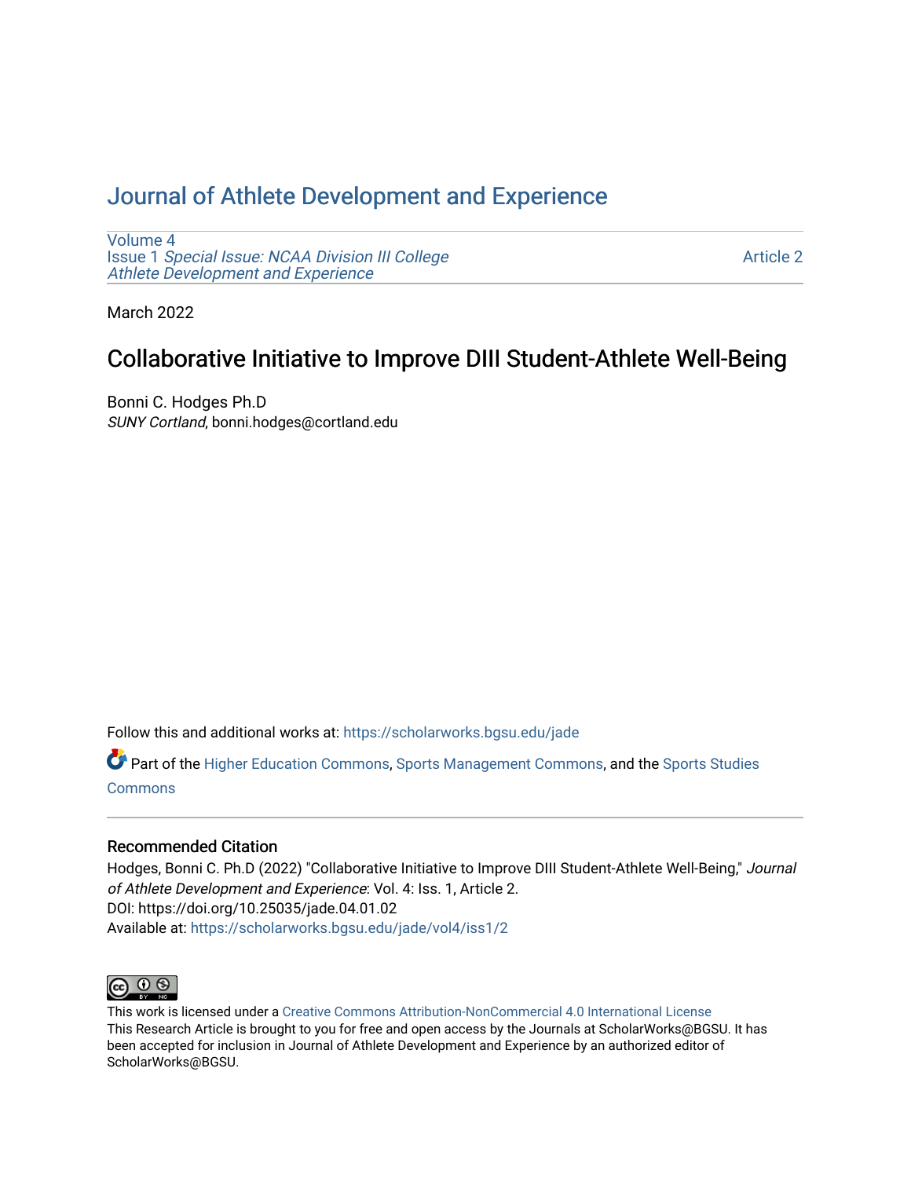# Journal of Athlete Development and Experience

Volume 4
Issue 1 *Special Issue: NCAA Division III College Athlete Development and Experience*

Article 2

March 2022

## Collaborative Initiative to Improve DIII Student-Athlete Well-Being

Bonni C. Hodges Ph.D
*SUNY Cortland*, bonni.hodges@cortland.edu

Follow this and additional works at: https://scholarworks.bgsu.edu/jade

Part of the Higher Education Commons, Sports Management Commons, and the Sports Studies Commons

### Recommended Citation

Hodges, Bonni C. Ph.D (2022) "Collaborative Initiative to Improve DIII Student-Athlete Well-Being," *Journal of Athlete Development and Experience*: Vol. 4: Iss. 1, Article 2.
DOI: https://doi.org/10.25035/jade.04.01.02
Available at: https://scholarworks.bgsu.edu/jade/vol4/iss1/2

This work is licensed under a Creative Commons Attribution-NonCommercial 4.0 International License
This Research Article is brought to you for free and open access by the Journals at ScholarWorks@BGSU. It has been accepted for inclusion in Journal of Athlete Development and Experience by an authorized editor of ScholarWorks@BGSU.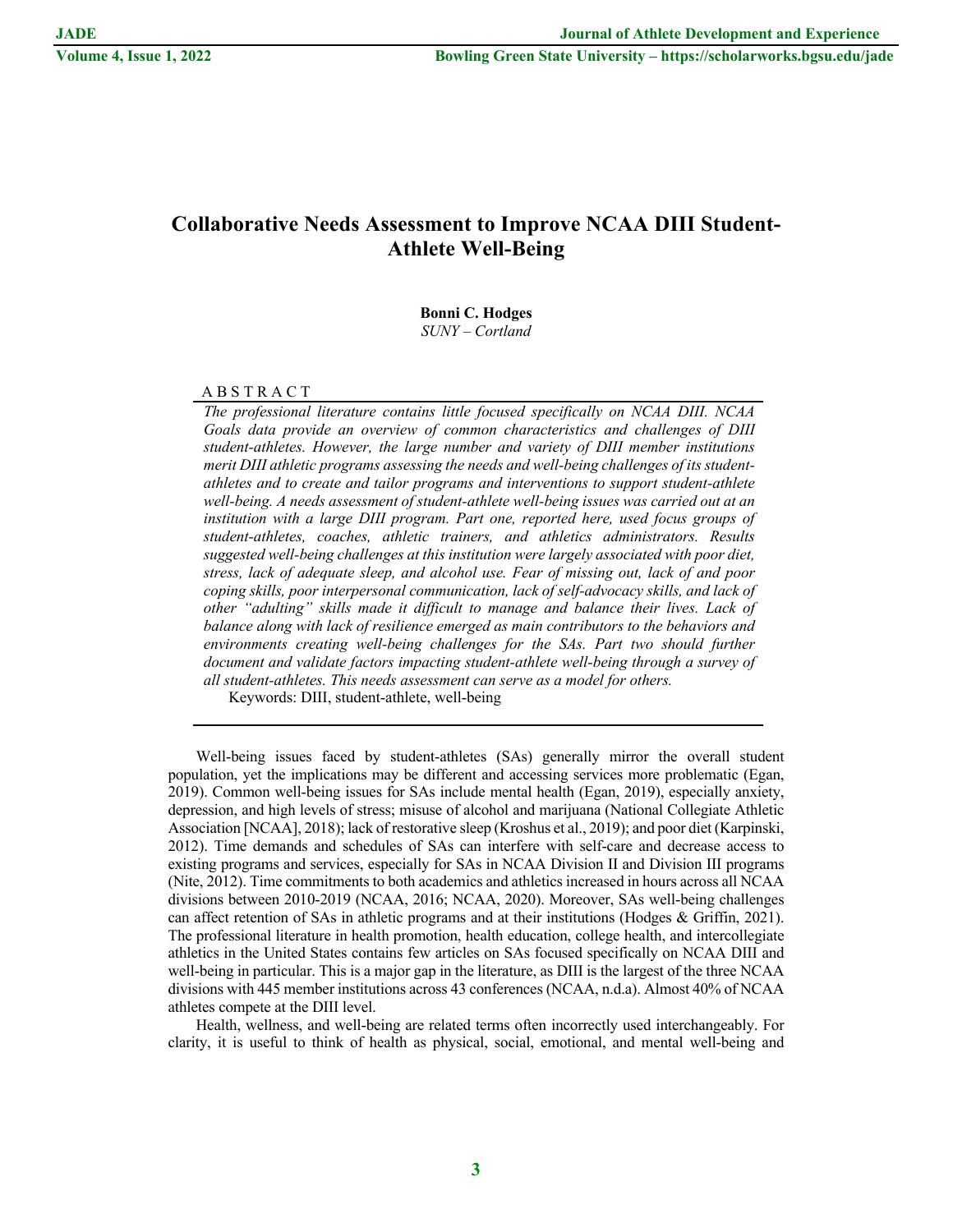# Collaborative Needs Assessment to Improve NCAA DIII Student-Athlete Well-Being

**Bonni C. Hodges**
*SUNY – Cortland*

A B S T R A C T

*The professional literature contains little focused specifically on NCAA DIII. NCAA Goals data provide an overview of common characteristics and challenges of DIII student-athletes. However, the large number and variety of DIII member institutions merit DIII athletic programs assessing the needs and well-being challenges of its student-athletes and to create and tailor programs and interventions to support student-athlete well-being. A needs assessment of student-athlete well-being issues was carried out at an institution with a large DIII program. Part one, reported here, used focus groups of student-athletes, coaches, athletic trainers, and athletics administrators. Results suggested well-being challenges at this institution were largely associated with poor diet, stress, lack of adequate sleep, and alcohol use. Fear of missing out, lack of and poor coping skills, poor interpersonal communication, lack of self-advocacy skills, and lack of other "adulting" skills made it difficult to manage and balance their lives. Lack of balance along with lack of resilience emerged as main contributors to the behaviors and environments creating well-being challenges for the SAs. Part two should further document and validate factors impacting student-athlete well-being through a survey of all student-athletes. This needs assessment can serve as a model for others.*

Keywords: DIII, student-athlete, well-being

---

Well-being issues faced by student-athletes (SAs) generally mirror the overall student population, yet the implications may be different and accessing services more problematic (Egan, 2019). Common well-being issues for SAs include mental health (Egan, 2019), especially anxiety, depression, and high levels of stress; misuse of alcohol and marijuana (National Collegiate Athletic Association [NCAA], 2018); lack of restorative sleep (Kroshus et al., 2019); and poor diet (Karpinski, 2012). Time demands and schedules of SAs can interfere with self-care and decrease access to existing programs and services, especially for SAs in NCAA Division II and Division III programs (Nite, 2012). Time commitments to both academics and athletics increased in hours across all NCAA divisions between 2010-2019 (NCAA, 2016; NCAA, 2020). Moreover, SAs well-being challenges can affect retention of SAs in athletic programs and at their institutions (Hodges & Griffin, 2021). The professional literature in health promotion, health education, college health, and intercollegiate athletics in the United States contains few articles on SAs focused specifically on NCAA DIII and well-being in particular. This is a major gap in the literature, as DIII is the largest of the three NCAA divisions with 445 member institutions across 43 conferences (NCAA, n.d.a). Almost 40% of NCAA athletes compete at the DIII level.

Health, wellness, and well-being are related terms often incorrectly used interchangeably. For clarity, it is useful to think of health as physical, social, emotional, and mental well-being and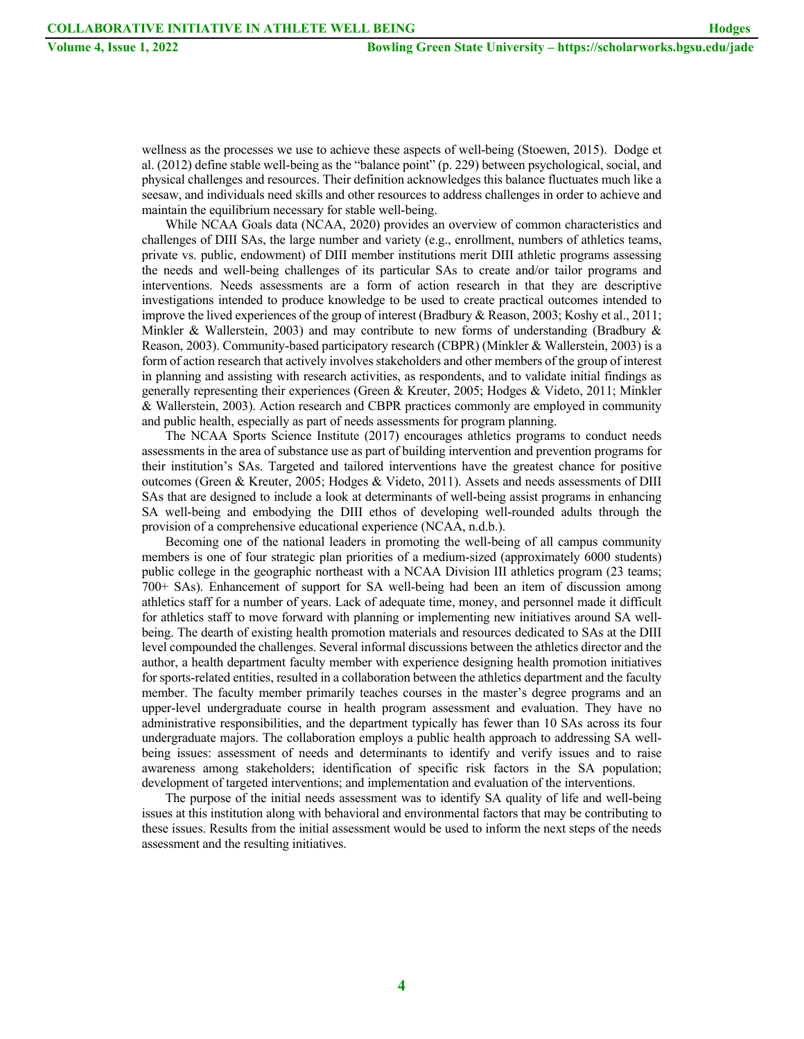wellness as the processes we use to achieve these aspects of well-being (Stoewen, 2015). Dodge et al. (2012) define stable well-being as the "balance point" (p. 229) between psychological, social, and physical challenges and resources. Their definition acknowledges this balance fluctuates much like a seesaw, and individuals need skills and other resources to address challenges in order to achieve and maintain the equilibrium necessary for stable well-being.

While NCAA Goals data (NCAA, 2020) provides an overview of common characteristics and challenges of DIII SAs, the large number and variety (e.g., enrollment, numbers of athletics teams, private vs. public, endowment) of DIII member institutions merit DIII athletic programs assessing the needs and well-being challenges of its particular SAs to create and/or tailor programs and interventions. Needs assessments are a form of action research in that they are descriptive investigations intended to produce knowledge to be used to create practical outcomes intended to improve the lived experiences of the group of interest (Bradbury & Reason, 2003; Koshy et al., 2011; Minkler & Wallerstein, 2003) and may contribute to new forms of understanding (Bradbury & Reason, 2003). Community-based participatory research (CBPR) (Minkler & Wallerstein, 2003) is a form of action research that actively involves stakeholders and other members of the group of interest in planning and assisting with research activities, as respondents, and to validate initial findings as generally representing their experiences (Green & Kreuter, 2005; Hodges & Videto, 2011; Minkler & Wallerstein, 2003). Action research and CBPR practices commonly are employed in community and public health, especially as part of needs assessments for program planning.

The NCAA Sports Science Institute (2017) encourages athletics programs to conduct needs assessments in the area of substance use as part of building intervention and prevention programs for their institution's SAs. Targeted and tailored interventions have the greatest chance for positive outcomes (Green & Kreuter, 2005; Hodges & Videto, 2011). Assets and needs assessments of DIII SAs that are designed to include a look at determinants of well-being assist programs in enhancing SA well-being and embodying the DIII ethos of developing well-rounded adults through the provision of a comprehensive educational experience (NCAA, n.d.b.).

Becoming one of the national leaders in promoting the well-being of all campus community members is one of four strategic plan priorities of a medium-sized (approximately 6000 students) public college in the geographic northeast with a NCAA Division III athletics program (23 teams; 700+ SAs). Enhancement of support for SA well-being had been an item of discussion among athletics staff for a number of years. Lack of adequate time, money, and personnel made it difficult for athletics staff to move forward with planning or implementing new initiatives around SA well-being. The dearth of existing health promotion materials and resources dedicated to SAs at the DIII level compounded the challenges. Several informal discussions between the athletics director and the author, a health department faculty member with experience designing health promotion initiatives for sports-related entities, resulted in a collaboration between the athletics department and the faculty member. The faculty member primarily teaches courses in the master's degree programs and an upper-level undergraduate course in health program assessment and evaluation. They have no administrative responsibilities, and the department typically has fewer than 10 SAs across its four undergraduate majors. The collaboration employs a public health approach to addressing SA well-being issues: assessment of needs and determinants to identify and verify issues and to raise awareness among stakeholders; identification of specific risk factors in the SA population; development of targeted interventions; and implementation and evaluation of the interventions.

The purpose of the initial needs assessment was to identify SA quality of life and well-being issues at this institution along with behavioral and environmental factors that may be contributing to these issues. Results from the initial assessment would be used to inform the next steps of the needs assessment and the resulting initiatives.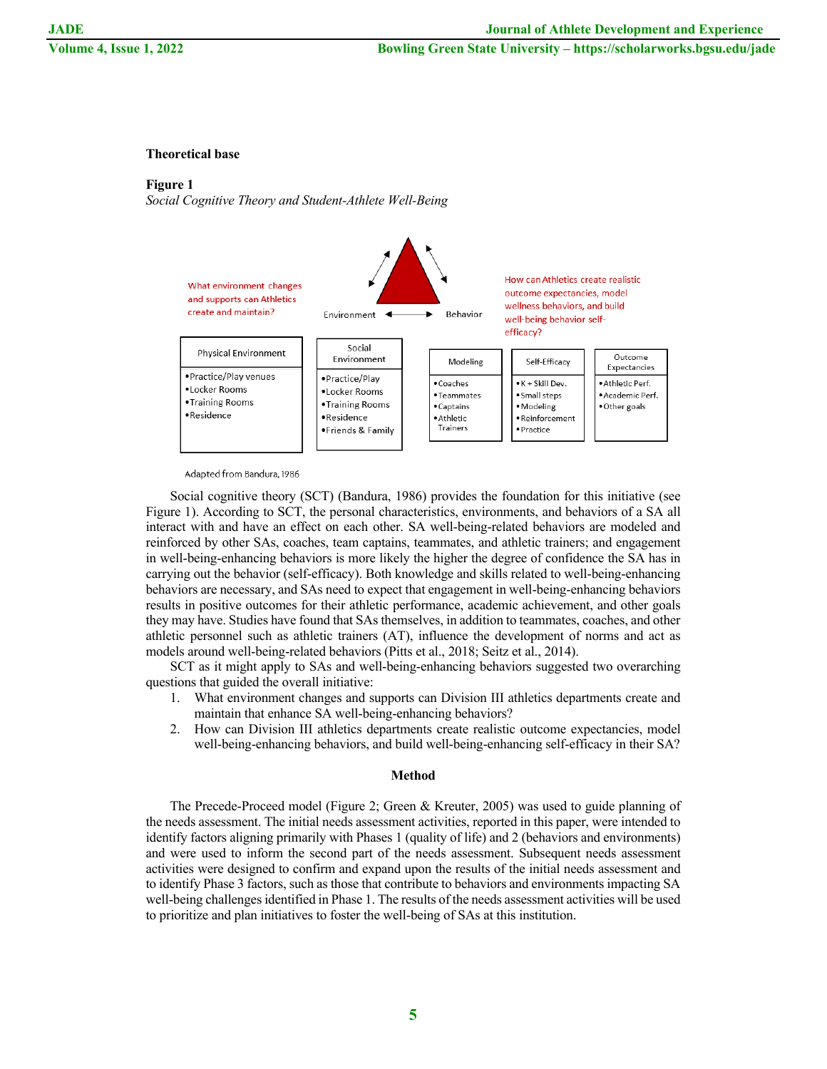### Theoretical base

**Figure 1**

*Social Cognitive Theory and Student-Athlete Well-Being*

What environment changes and supports can Athletics create and maintain?

Environment ◄——► Behavior

How can Athletics create realistic outcome expectancies, model wellness behaviors, and build well-being behavior self-efficacy?

| Physical Environment | Social Environment | Modeling | Self-Efficacy | Outcome Expectancies |
|---|---|---|---|---|
| •Practice/Play venues<br>•Locker Rooms<br>•Training Rooms<br>•Residence | •Practice/Play<br>•Locker Rooms<br>•Training Rooms<br>•Residence<br>•Friends & Family | •Coaches<br>•Teammates<br>•Captains<br>•Athletic Trainers | •K + Skill Dev.<br>•Small steps<br>•Modeling<br>•Reinforcement<br>•Practice | •Athletic Perf.<br>•Academic Perf.<br>•Other goals |

Adapted from Bandura, 1986

Social cognitive theory (SCT) (Bandura, 1986) provides the foundation for this initiative (see Figure 1). According to SCT, the personal characteristics, environments, and behaviors of a SA all interact with and have an effect on each other. SA well-being-related behaviors are modeled and reinforced by other SAs, coaches, team captains, teammates, and athletic trainers; and engagement in well-being-enhancing behaviors is more likely the higher the degree of confidence the SA has in carrying out the behavior (self-efficacy). Both knowledge and skills related to well-being-enhancing behaviors are necessary, and SAs need to expect that engagement in well-being-enhancing behaviors results in positive outcomes for their athletic performance, academic achievement, and other goals they may have. Studies have found that SAs themselves, in addition to teammates, coaches, and other athletic personnel such as athletic trainers (AT), influence the development of norms and act as models around well-being-related behaviors (Pitts et al., 2018; Seitz et al., 2014).

SCT as it might apply to SAs and well-being-enhancing behaviors suggested two overarching questions that guided the overall initiative:

1. What environment changes and supports can Division III athletics departments create and maintain that enhance SA well-being-enhancing behaviors?
2. How can Division III athletics departments create realistic outcome expectancies, model well-being-enhancing behaviors, and build well-being-enhancing self-efficacy in their SA?

## Method

The Precede-Proceed model (Figure 2; Green & Kreuter, 2005) was used to guide planning of the needs assessment. The initial needs assessment activities, reported in this paper, were intended to identify factors aligning primarily with Phases 1 (quality of life) and 2 (behaviors and environments) and were used to inform the second part of the needs assessment. Subsequent needs assessment activities were designed to confirm and expand upon the results of the initial needs assessment and to identify Phase 3 factors, such as those that contribute to behaviors and environments impacting SA well-being challenges identified in Phase 1. The results of the needs assessment activities will be used to prioritize and plan initiatives to foster the well-being of SAs at this institution.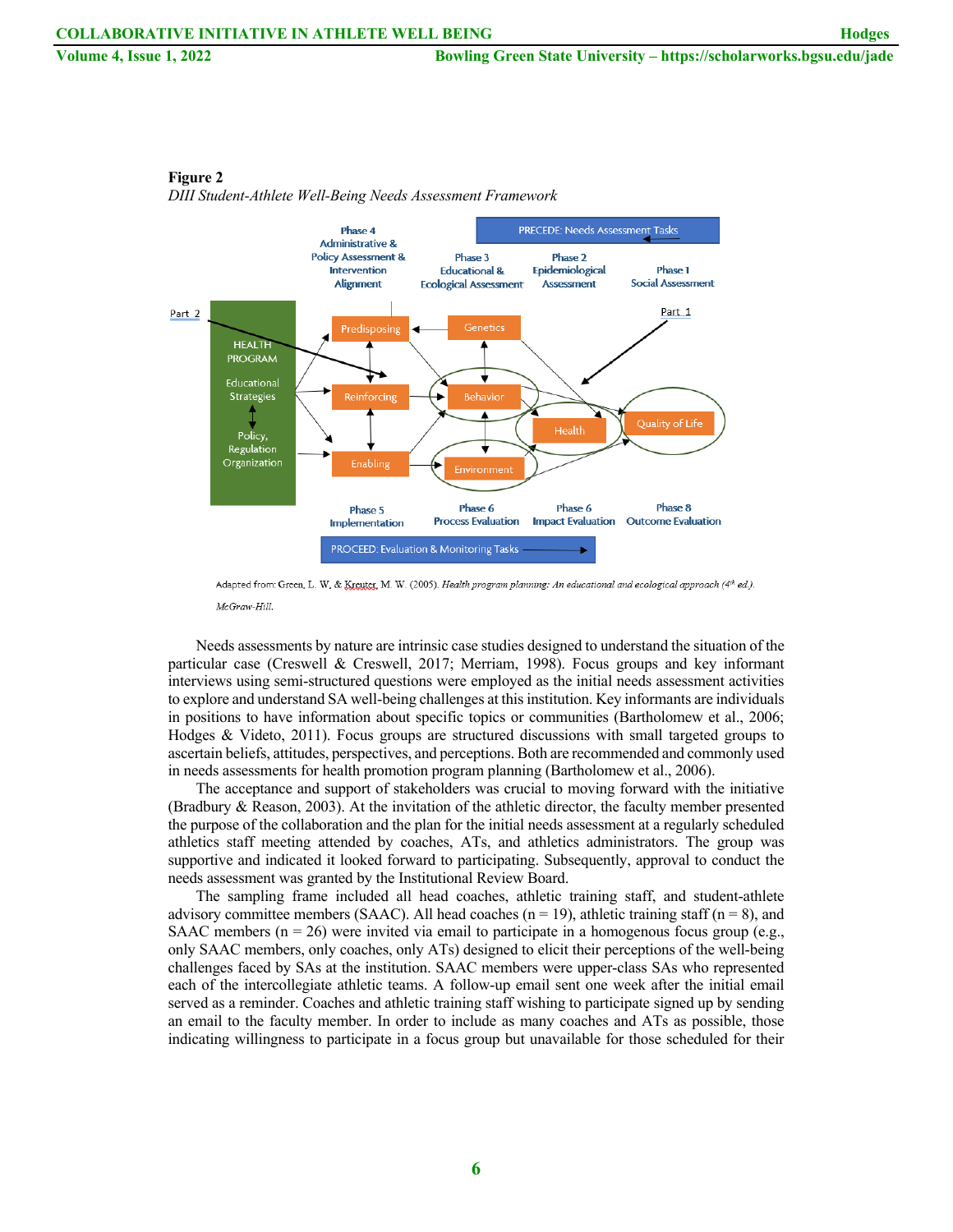**Figure 2**

*DIII Student-Athlete Well-Being Needs Assessment Framework*

Adapted from: Green, L. W. & Kreuter, M. W. (2005). *Health program planning: An educational and ecological approach (4th ed.). McGraw-Hill.*

Needs assessments by nature are intrinsic case studies designed to understand the situation of the particular case (Creswell & Creswell, 2017; Merriam, 1998). Focus groups and key informant interviews using semi-structured questions were employed as the initial needs assessment activities to explore and understand SA well-being challenges at this institution. Key informants are individuals in positions to have information about specific topics or communities (Bartholomew et al., 2006; Hodges & Videto, 2011). Focus groups are structured discussions with small targeted groups to ascertain beliefs, attitudes, perspectives, and perceptions. Both are recommended and commonly used in needs assessments for health promotion program planning (Bartholomew et al., 2006).

The acceptance and support of stakeholders was crucial to moving forward with the initiative (Bradbury & Reason, 2003). At the invitation of the athletic director, the faculty member presented the purpose of the collaboration and the plan for the initial needs assessment at a regularly scheduled athletics staff meeting attended by coaches, ATs, and athletics administrators. The group was supportive and indicated it looked forward to participating. Subsequently, approval to conduct the needs assessment was granted by the Institutional Review Board.

The sampling frame included all head coaches, athletic training staff, and student-athlete advisory committee members (SAAC). All head coaches (n = 19), athletic training staff (n = 8), and SAAC members (n = 26) were invited via email to participate in a homogenous focus group (e.g., only SAAC members, only coaches, only ATs) designed to elicit their perceptions of the well-being challenges faced by SAs at the institution. SAAC members were upper-class SAs who represented each of the intercollegiate athletic teams. A follow-up email sent one week after the initial email served as a reminder. Coaches and athletic training staff wishing to participate signed up by sending an email to the faculty member. In order to include as many coaches and ATs as possible, those indicating willingness to participate in a focus group but unavailable for those scheduled for their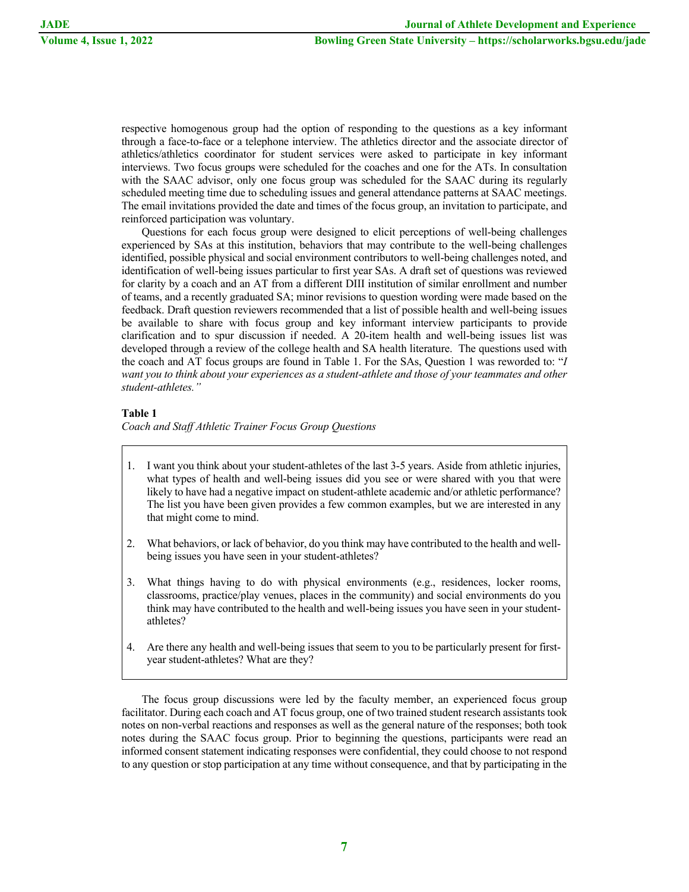respective homogenous group had the option of responding to the questions as a key informant through a face-to-face or a telephone interview. The athletics director and the associate director of athletics/athletics coordinator for student services were asked to participate in key informant interviews. Two focus groups were scheduled for the coaches and one for the ATs. In consultation with the SAAC advisor, only one focus group was scheduled for the SAAC during its regularly scheduled meeting time due to scheduling issues and general attendance patterns at SAAC meetings. The email invitations provided the date and times of the focus group, an invitation to participate, and reinforced participation was voluntary.

Questions for each focus group were designed to elicit perceptions of well-being challenges experienced by SAs at this institution, behaviors that may contribute to the well-being challenges identified, possible physical and social environment contributors to well-being challenges noted, and identification of well-being issues particular to first year SAs. A draft set of questions was reviewed for clarity by a coach and an AT from a different DIII institution of similar enrollment and number of teams, and a recently graduated SA; minor revisions to question wording were made based on the feedback. Draft question reviewers recommended that a list of possible health and well-being issues be available to share with focus group and key informant interview participants to provide clarification and to spur discussion if needed. A 20-item health and well-being issues list was developed through a review of the college health and SA health literature. The questions used with the coach and AT focus groups are found in Table 1. For the SAs, Question 1 was reworded to: "*I want you to think about your experiences as a student-athlete and those of your teammates and other student-athletes.*"

**Table 1**

*Coach and Staff Athletic Trainer Focus Group Questions*

1. I want you think about your student-athletes of the last 3-5 years. Aside from athletic injuries, what types of health and well-being issues did you see or were shared with you that were likely to have had a negative impact on student-athlete academic and/or athletic performance? The list you have been given provides a few common examples, but we are interested in any that might come to mind.

2. What behaviors, or lack of behavior, do you think may have contributed to the health and well-being issues you have seen in your student-athletes?

3. What things having to do with physical environments (e.g., residences, locker rooms, classrooms, practice/play venues, places in the community) and social environments do you think may have contributed to the health and well-being issues you have seen in your student-athletes?

4. Are there any health and well-being issues that seem to you to be particularly present for first-year student-athletes? What are they?

The focus group discussions were led by the faculty member, an experienced focus group facilitator. During each coach and AT focus group, one of two trained student research assistants took notes on non-verbal reactions and responses as well as the general nature of the responses; both took notes during the SAAC focus group. Prior to beginning the questions, participants were read an informed consent statement indicating responses were confidential, they could choose to not respond to any question or stop participation at any time without consequence, and that by participating in the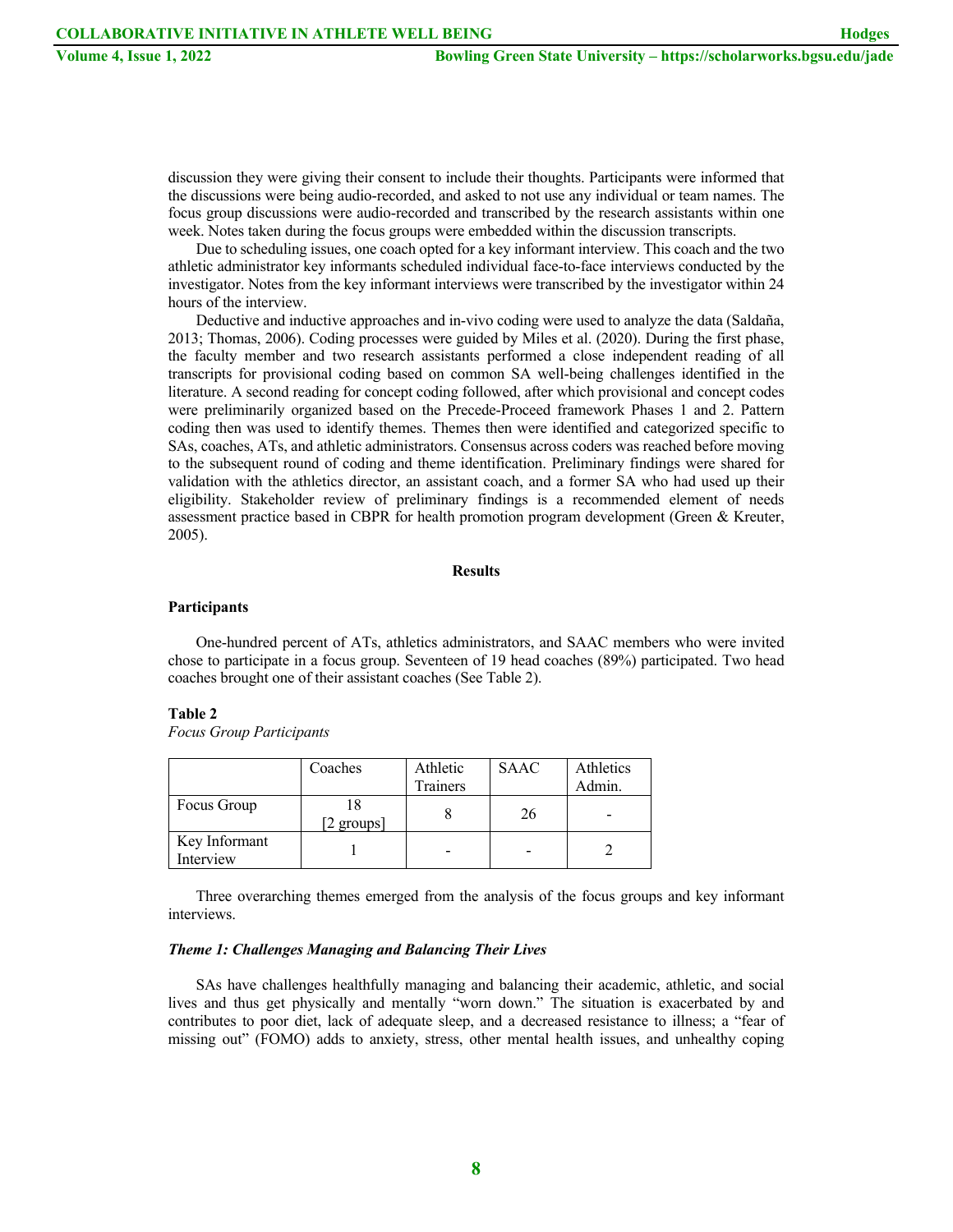discussion they were giving their consent to include their thoughts. Participants were informed that the discussions were being audio-recorded, and asked to not use any individual or team names. The focus group discussions were audio-recorded and transcribed by the research assistants within one week. Notes taken during the focus groups were embedded within the discussion transcripts.

Due to scheduling issues, one coach opted for a key informant interview. This coach and the two athletic administrator key informants scheduled individual face-to-face interviews conducted by the investigator. Notes from the key informant interviews were transcribed by the investigator within 24 hours of the interview.

Deductive and inductive approaches and in-vivo coding were used to analyze the data (Saldaña, 2013; Thomas, 2006). Coding processes were guided by Miles et al. (2020). During the first phase, the faculty member and two research assistants performed a close independent reading of all transcripts for provisional coding based on common SA well-being challenges identified in the literature. A second reading for concept coding followed, after which provisional and concept codes were preliminarily organized based on the Precede-Proceed framework Phases 1 and 2. Pattern coding then was used to identify themes. Themes then were identified and categorized specific to SAs, coaches, ATs, and athletic administrators. Consensus across coders was reached before moving to the subsequent round of coding and theme identification. Preliminary findings were shared for validation with the athletics director, an assistant coach, and a former SA who had used up their eligibility. Stakeholder review of preliminary findings is a recommended element of needs assessment practice based in CBPR for health promotion program development (Green & Kreuter, 2005).

## Results

### Participants

One-hundred percent of ATs, athletics administrators, and SAAC members who were invited chose to participate in a focus group. Seventeen of 19 head coaches (89%) participated. Two head coaches brought one of their assistant coaches (See Table 2).

**Table 2**
*Focus Group Participants*

| | Coaches | Athletic Trainers | SAAC | Athletics Admin. |
|---|---|---|---|---|
| Focus Group | 18 [2 groups] | 8 | 26 | - |
| Key Informant Interview | 1 | - | - | 2 |

Three overarching themes emerged from the analysis of the focus groups and key informant interviews.

#### *Theme 1: Challenges Managing and Balancing Their Lives*

SAs have challenges healthfully managing and balancing their academic, athletic, and social lives and thus get physically and mentally "worn down." The situation is exacerbated by and contributes to poor diet, lack of adequate sleep, and a decreased resistance to illness; a "fear of missing out" (FOMO) adds to anxiety, stress, other mental health issues, and unhealthy coping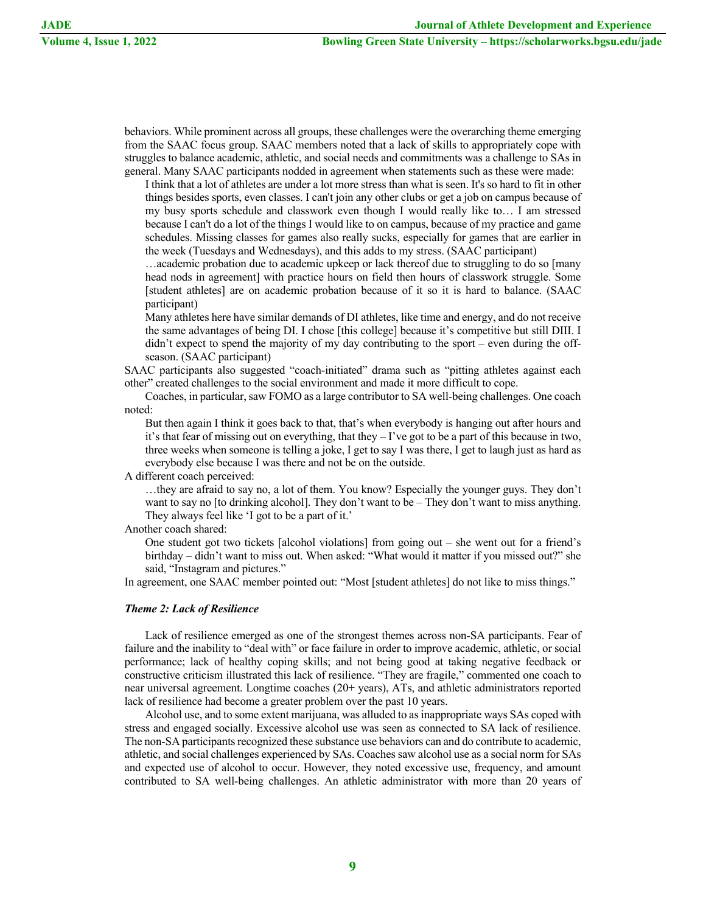behaviors. While prominent across all groups, these challenges were the overarching theme emerging from the SAAC focus group. SAAC members noted that a lack of skills to appropriately cope with struggles to balance academic, athletic, and social needs and commitments was a challenge to SAs in general. Many SAAC participants nodded in agreement when statements such as these were made:

> I think that a lot of athletes are under a lot more stress than what is seen. It's so hard to fit in other things besides sports, even classes. I can't join any other clubs or get a job on campus because of my busy sports schedule and classwork even though I would really like to… I am stressed because I can't do a lot of the things I would like to on campus, because of my practice and game schedules. Missing classes for games also really sucks, especially for games that are earlier in the week (Tuesdays and Wednesdays), and this adds to my stress. (SAAC participant)

> …academic probation due to academic upkeep or lack thereof due to struggling to do so [many head nods in agreement] with practice hours on field then hours of classwork struggle. Some [student athletes] are on academic probation because of it so it is hard to balance. (SAAC participant)

> Many athletes here have similar demands of DI athletes, like time and energy, and do not receive the same advantages of being DI. I chose [this college] because it's competitive but still DIII. I didn't expect to spend the majority of my day contributing to the sport – even during the off-season. (SAAC participant)

SAAC participants also suggested "coach-initiated" drama such as "pitting athletes against each other" created challenges to the social environment and made it more difficult to cope.

Coaches, in particular, saw FOMO as a large contributor to SA well-being challenges. One coach noted:

> But then again I think it goes back to that, that's when everybody is hanging out after hours and it's that fear of missing out on everything, that they – I've got to be a part of this because in two, three weeks when someone is telling a joke, I get to say I was there, I get to laugh just as hard as everybody else because I was there and not be on the outside.

A different coach perceived:

> …they are afraid to say no, a lot of them. You know? Especially the younger guys. They don't want to say no [to drinking alcohol]. They don't want to be – They don't want to miss anything. They always feel like 'I got to be a part of it.'

Another coach shared:

> One student got two tickets [alcohol violations] from going out – she went out for a friend's birthday – didn't want to miss out. When asked: "What would it matter if you missed out?" she said, "Instagram and pictures."

In agreement, one SAAC member pointed out: "Most [student athletes] do not like to miss things."

### *Theme 2: Lack of Resilience*

Lack of resilience emerged as one of the strongest themes across non-SA participants. Fear of failure and the inability to "deal with" or face failure in order to improve academic, athletic, or social performance; lack of healthy coping skills; and not being good at taking negative feedback or constructive criticism illustrated this lack of resilience. "They are fragile," commented one coach to near universal agreement. Longtime coaches (20+ years), ATs, and athletic administrators reported lack of resilience had become a greater problem over the past 10 years.

Alcohol use, and to some extent marijuana, was alluded to as inappropriate ways SAs coped with stress and engaged socially. Excessive alcohol use was seen as connected to SA lack of resilience. The non-SA participants recognized these substance use behaviors can and do contribute to academic, athletic, and social challenges experienced by SAs. Coaches saw alcohol use as a social norm for SAs and expected use of alcohol to occur. However, they noted excessive use, frequency, and amount contributed to SA well-being challenges. An athletic administrator with more than 20 years of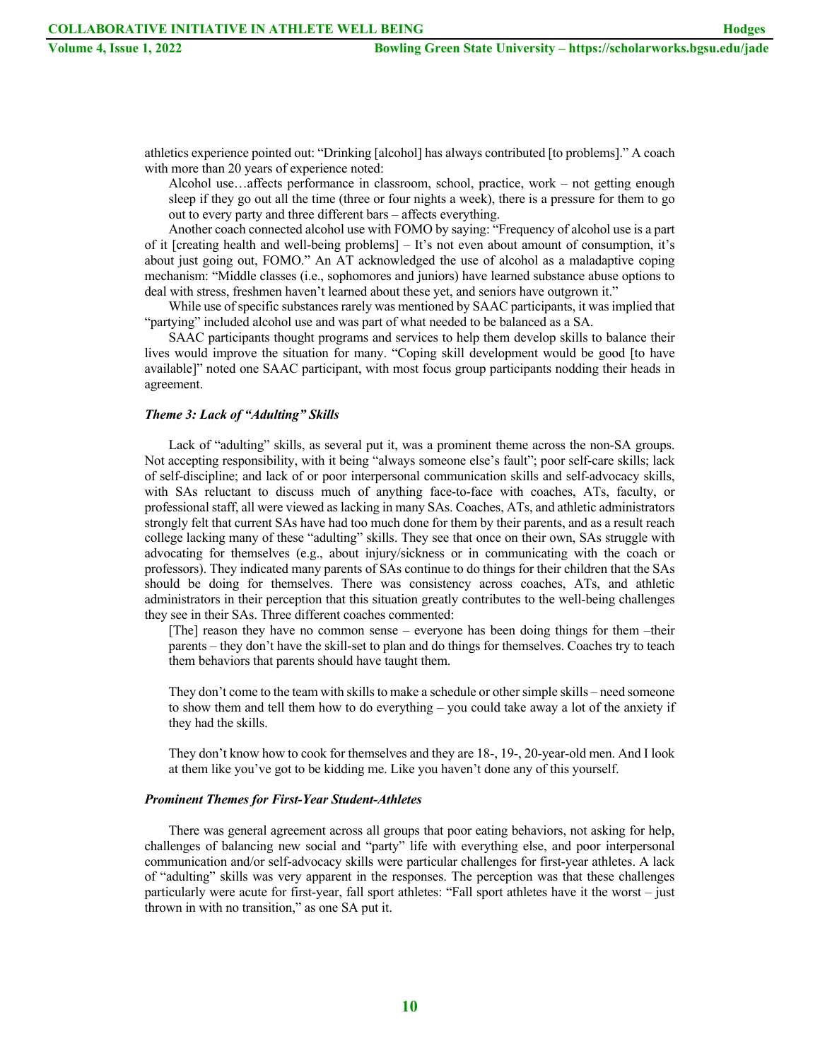athletics experience pointed out: "Drinking [alcohol] has always contributed [to problems]." A coach with more than 20 years of experience noted:

> Alcohol use…affects performance in classroom, school, practice, work – not getting enough sleep if they go out all the time (three or four nights a week), there is a pressure for them to go out to every party and three different bars – affects everything.

Another coach connected alcohol use with FOMO by saying: "Frequency of alcohol use is a part of it [creating health and well-being problems] – It's not even about amount of consumption, it's about just going out, FOMO." An AT acknowledged the use of alcohol as a maladaptive coping mechanism: "Middle classes (i.e., sophomores and juniors) have learned substance abuse options to deal with stress, freshmen haven't learned about these yet, and seniors have outgrown it."

While use of specific substances rarely was mentioned by SAAC participants, it was implied that "partying" included alcohol use and was part of what needed to be balanced as a SA.

SAAC participants thought programs and services to help them develop skills to balance their lives would improve the situation for many. "Coping skill development would be good [to have available]" noted one SAAC participant, with most focus group participants nodding their heads in agreement.

#### *Theme 3: Lack of "Adulting" Skills*

Lack of "adulting" skills, as several put it, was a prominent theme across the non-SA groups. Not accepting responsibility, with it being "always someone else's fault"; poor self-care skills; lack of self-discipline; and lack of or poor interpersonal communication skills and self-advocacy skills, with SAs reluctant to discuss much of anything face-to-face with coaches, ATs, faculty, or professional staff, all were viewed as lacking in many SAs. Coaches, ATs, and athletic administrators strongly felt that current SAs have had too much done for them by their parents, and as a result reach college lacking many of these "adulting" skills. They see that once on their own, SAs struggle with advocating for themselves (e.g., about injury/sickness or in communicating with the coach or professors). They indicated many parents of SAs continue to do things for their children that the SAs should be doing for themselves. There was consistency across coaches, ATs, and athletic administrators in their perception that this situation greatly contributes to the well-being challenges they see in their SAs. Three different coaches commented:

> [The] reason they have no common sense – everyone has been doing things for them –their parents – they don't have the skill-set to plan and do things for themselves. Coaches try to teach them behaviors that parents should have taught them.
>
> They don't come to the team with skills to make a schedule or other simple skills – need someone to show them and tell them how to do everything – you could take away a lot of the anxiety if they had the skills.
>
> They don't know how to cook for themselves and they are 18-, 19-, 20-year-old men. And I look at them like you've got to be kidding me. Like you haven't done any of this yourself.

#### *Prominent Themes for First-Year Student-Athletes*

There was general agreement across all groups that poor eating behaviors, not asking for help, challenges of balancing new social and "party" life with everything else, and poor interpersonal communication and/or self-advocacy skills were particular challenges for first-year athletes. A lack of "adulting" skills was very apparent in the responses. The perception was that these challenges particularly were acute for first-year, fall sport athletes: "Fall sport athletes have it the worst – just thrown in with no transition," as one SA put it.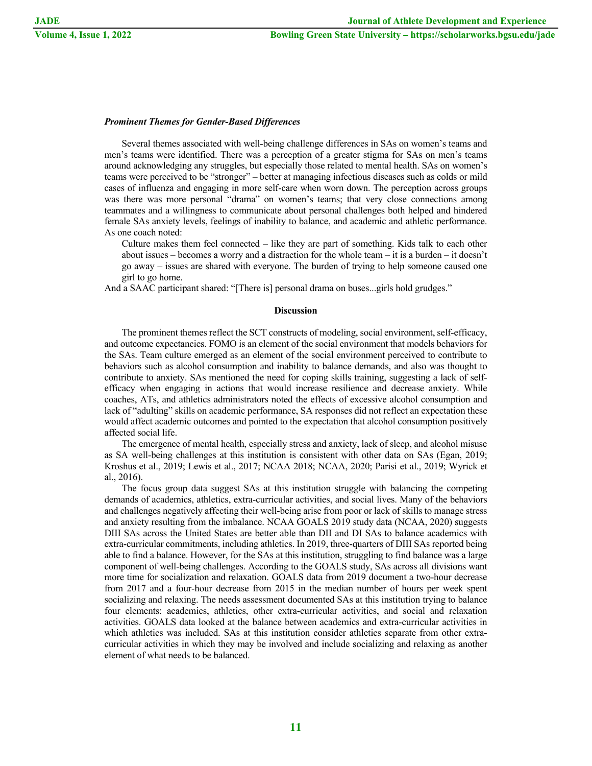### *Prominent Themes for Gender-Based Differences*

Several themes associated with well-being challenge differences in SAs on women's teams and men's teams were identified. There was a perception of a greater stigma for SAs on men's teams around acknowledging any struggles, but especially those related to mental health. SAs on women's teams were perceived to be "stronger" – better at managing infectious diseases such as colds or mild cases of influenza and engaging in more self-care when worn down. The perception across groups was there was more personal "drama" on women's teams; that very close connections among teammates and a willingness to communicate about personal challenges both helped and hindered female SAs anxiety levels, feelings of inability to balance, and academic and athletic performance. As one coach noted:

> Culture makes them feel connected – like they are part of something. Kids talk to each other about issues – becomes a worry and a distraction for the whole team – it is a burden – it doesn't go away – issues are shared with everyone. The burden of trying to help someone caused one girl to go home.

And a SAAC participant shared: "[There is] personal drama on buses...girls hold grudges."

## Discussion

The prominent themes reflect the SCT constructs of modeling, social environment, self-efficacy, and outcome expectancies. FOMO is an element of the social environment that models behaviors for the SAs. Team culture emerged as an element of the social environment perceived to contribute to behaviors such as alcohol consumption and inability to balance demands, and also was thought to contribute to anxiety. SAs mentioned the need for coping skills training, suggesting a lack of self-efficacy when engaging in actions that would increase resilience and decrease anxiety. While coaches, ATs, and athletics administrators noted the effects of excessive alcohol consumption and lack of "adulting" skills on academic performance, SA responses did not reflect an expectation these would affect academic outcomes and pointed to the expectation that alcohol consumption positively affected social life.

The emergence of mental health, especially stress and anxiety, lack of sleep, and alcohol misuse as SA well-being challenges at this institution is consistent with other data on SAs (Egan, 2019; Kroshus et al., 2019; Lewis et al., 2017; NCAA 2018; NCAA, 2020; Parisi et al., 2019; Wyrick et al., 2016).

The focus group data suggest SAs at this institution struggle with balancing the competing demands of academics, athletics, extra-curricular activities, and social lives. Many of the behaviors and challenges negatively affecting their well-being arise from poor or lack of skills to manage stress and anxiety resulting from the imbalance. NCAA GOALS 2019 study data (NCAA, 2020) suggests DIII SAs across the United States are better able than DII and DI SAs to balance academics with extra-curricular commitments, including athletics. In 2019, three-quarters of DIII SAs reported being able to find a balance. However, for the SAs at this institution, struggling to find balance was a large component of well-being challenges. According to the GOALS study, SAs across all divisions want more time for socialization and relaxation. GOALS data from 2019 document a two-hour decrease from 2017 and a four-hour decrease from 2015 in the median number of hours per week spent socializing and relaxing. The needs assessment documented SAs at this institution trying to balance four elements: academics, athletics, other extra-curricular activities, and social and relaxation activities. GOALS data looked at the balance between academics and extra-curricular activities in which athletics was included. SAs at this institution consider athletics separate from other extra-curricular activities in which they may be involved and include socializing and relaxing as another element of what needs to be balanced.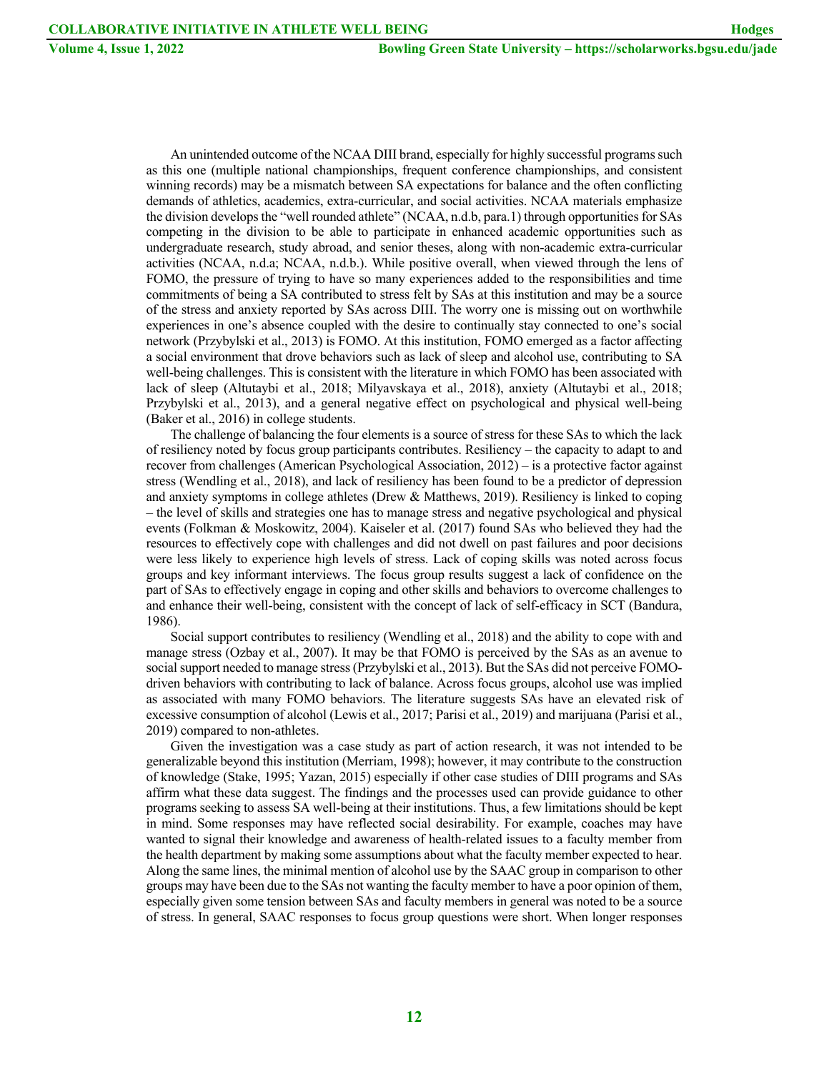An unintended outcome of the NCAA DIII brand, especially for highly successful programs such as this one (multiple national championships, frequent conference championships, and consistent winning records) may be a mismatch between SA expectations for balance and the often conflicting demands of athletics, academics, extra-curricular, and social activities. NCAA materials emphasize the division develops the "well rounded athlete" (NCAA, n.d.b, para.1) through opportunities for SAs competing in the division to be able to participate in enhanced academic opportunities such as undergraduate research, study abroad, and senior theses, along with non-academic extra-curricular activities (NCAA, n.d.a; NCAA, n.d.b.). While positive overall, when viewed through the lens of FOMO, the pressure of trying to have so many experiences added to the responsibilities and time commitments of being a SA contributed to stress felt by SAs at this institution and may be a source of the stress and anxiety reported by SAs across DIII. The worry one is missing out on worthwhile experiences in one's absence coupled with the desire to continually stay connected to one's social network (Przybylski et al., 2013) is FOMO. At this institution, FOMO emerged as a factor affecting a social environment that drove behaviors such as lack of sleep and alcohol use, contributing to SA well-being challenges. This is consistent with the literature in which FOMO has been associated with lack of sleep (Altutaybi et al., 2018; Milyavskaya et al., 2018), anxiety (Altutaybi et al., 2018; Przybylski et al., 2013), and a general negative effect on psychological and physical well-being (Baker et al., 2016) in college students.

The challenge of balancing the four elements is a source of stress for these SAs to which the lack of resiliency noted by focus group participants contributes. Resiliency – the capacity to adapt to and recover from challenges (American Psychological Association, 2012) – is a protective factor against stress (Wendling et al., 2018), and lack of resiliency has been found to be a predictor of depression and anxiety symptoms in college athletes (Drew & Matthews, 2019). Resiliency is linked to coping – the level of skills and strategies one has to manage stress and negative psychological and physical events (Folkman & Moskowitz, 2004). Kaiseler et al. (2017) found SAs who believed they had the resources to effectively cope with challenges and did not dwell on past failures and poor decisions were less likely to experience high levels of stress. Lack of coping skills was noted across focus groups and key informant interviews. The focus group results suggest a lack of confidence on the part of SAs to effectively engage in coping and other skills and behaviors to overcome challenges to and enhance their well-being, consistent with the concept of lack of self-efficacy in SCT (Bandura, 1986).

Social support contributes to resiliency (Wendling et al., 2018) and the ability to cope with and manage stress (Ozbay et al., 2007). It may be that FOMO is perceived by the SAs as an avenue to social support needed to manage stress (Przybylski et al., 2013). But the SAs did not perceive FOMO-driven behaviors with contributing to lack of balance. Across focus groups, alcohol use was implied as associated with many FOMO behaviors. The literature suggests SAs have an elevated risk of excessive consumption of alcohol (Lewis et al., 2017; Parisi et al., 2019) and marijuana (Parisi et al., 2019) compared to non-athletes.

Given the investigation was a case study as part of action research, it was not intended to be generalizable beyond this institution (Merriam, 1998); however, it may contribute to the construction of knowledge (Stake, 1995; Yazan, 2015) especially if other case studies of DIII programs and SAs affirm what these data suggest. The findings and the processes used can provide guidance to other programs seeking to assess SA well-being at their institutions. Thus, a few limitations should be kept in mind. Some responses may have reflected social desirability. For example, coaches may have wanted to signal their knowledge and awareness of health-related issues to a faculty member from the health department by making some assumptions about what the faculty member expected to hear. Along the same lines, the minimal mention of alcohol use by the SAAC group in comparison to other groups may have been due to the SAs not wanting the faculty member to have a poor opinion of them, especially given some tension between SAs and faculty members in general was noted to be a source of stress. In general, SAAC responses to focus group questions were short. When longer responses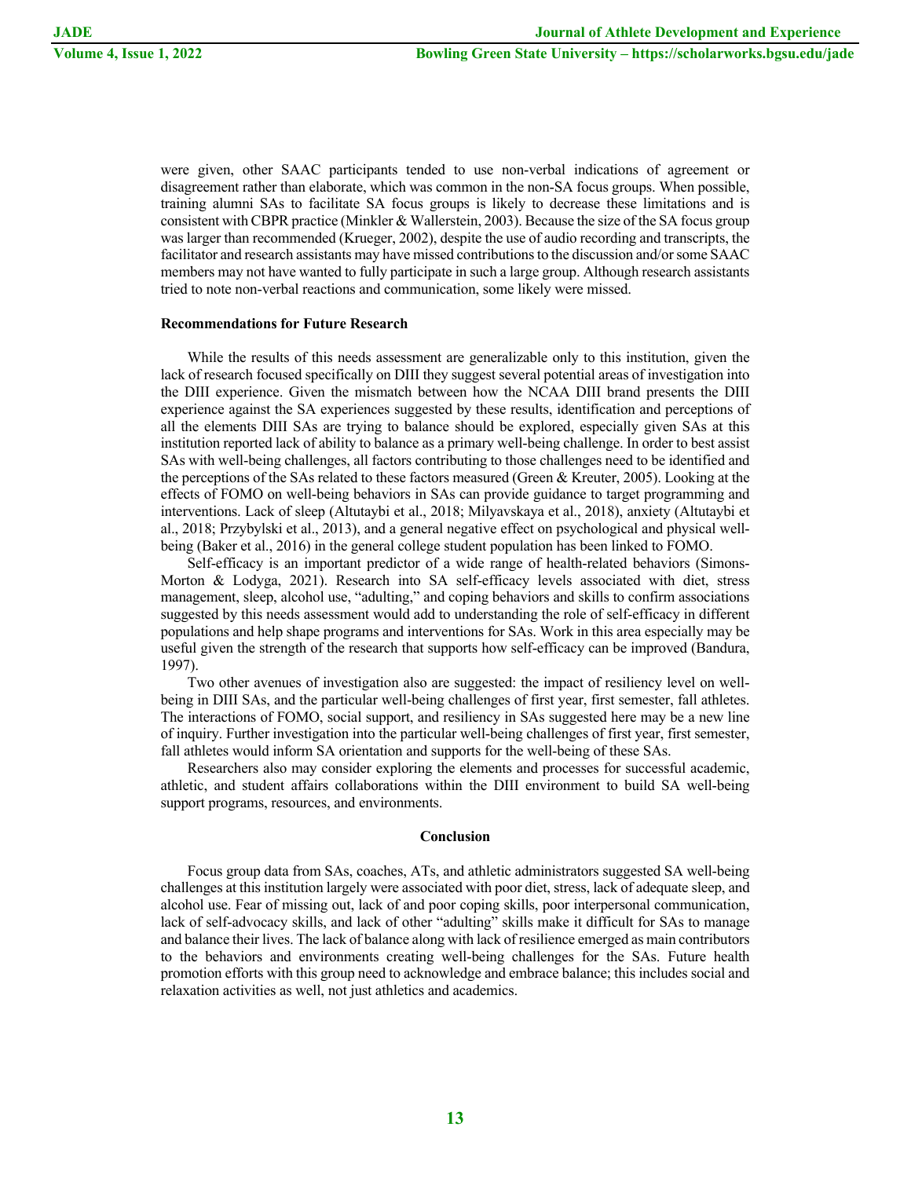were given, other SAAC participants tended to use non-verbal indications of agreement or disagreement rather than elaborate, which was common in the non-SA focus groups. When possible, training alumni SAs to facilitate SA focus groups is likely to decrease these limitations and is consistent with CBPR practice (Minkler & Wallerstein, 2003). Because the size of the SA focus group was larger than recommended (Krueger, 2002), despite the use of audio recording and transcripts, the facilitator and research assistants may have missed contributions to the discussion and/or some SAAC members may not have wanted to fully participate in such a large group. Although research assistants tried to note non-verbal reactions and communication, some likely were missed.

### Recommendations for Future Research

While the results of this needs assessment are generalizable only to this institution, given the lack of research focused specifically on DIII they suggest several potential areas of investigation into the DIII experience. Given the mismatch between how the NCAA DIII brand presents the DIII experience against the SA experiences suggested by these results, identification and perceptions of all the elements DIII SAs are trying to balance should be explored, especially given SAs at this institution reported lack of ability to balance as a primary well-being challenge. In order to best assist SAs with well-being challenges, all factors contributing to those challenges need to be identified and the perceptions of the SAs related to these factors measured (Green & Kreuter, 2005). Looking at the effects of FOMO on well-being behaviors in SAs can provide guidance to target programming and interventions. Lack of sleep (Altutaybi et al., 2018; Milyavskaya et al., 2018), anxiety (Altutaybi et al., 2018; Przybylski et al., 2013), and a general negative effect on psychological and physical well-being (Baker et al., 2016) in the general college student population has been linked to FOMO.

Self-efficacy is an important predictor of a wide range of health-related behaviors (Simons-Morton & Lodyga, 2021). Research into SA self-efficacy levels associated with diet, stress management, sleep, alcohol use, "adulting," and coping behaviors and skills to confirm associations suggested by this needs assessment would add to understanding the role of self-efficacy in different populations and help shape programs and interventions for SAs. Work in this area especially may be useful given the strength of the research that supports how self-efficacy can be improved (Bandura, 1997).

Two other avenues of investigation also are suggested: the impact of resiliency level on well-being in DIII SAs, and the particular well-being challenges of first year, first semester, fall athletes. The interactions of FOMO, social support, and resiliency in SAs suggested here may be a new line of inquiry. Further investigation into the particular well-being challenges of first year, first semester, fall athletes would inform SA orientation and supports for the well-being of these SAs.

Researchers also may consider exploring the elements and processes for successful academic, athletic, and student affairs collaborations within the DIII environment to build SA well-being support programs, resources, and environments.

## Conclusion

Focus group data from SAs, coaches, ATs, and athletic administrators suggested SA well-being challenges at this institution largely were associated with poor diet, stress, lack of adequate sleep, and alcohol use. Fear of missing out, lack of and poor coping skills, poor interpersonal communication, lack of self-advocacy skills, and lack of other "adulting" skills make it difficult for SAs to manage and balance their lives. The lack of balance along with lack of resilience emerged as main contributors to the behaviors and environments creating well-being challenges for the SAs. Future health promotion efforts with this group need to acknowledge and embrace balance; this includes social and relaxation activities as well, not just athletics and academics.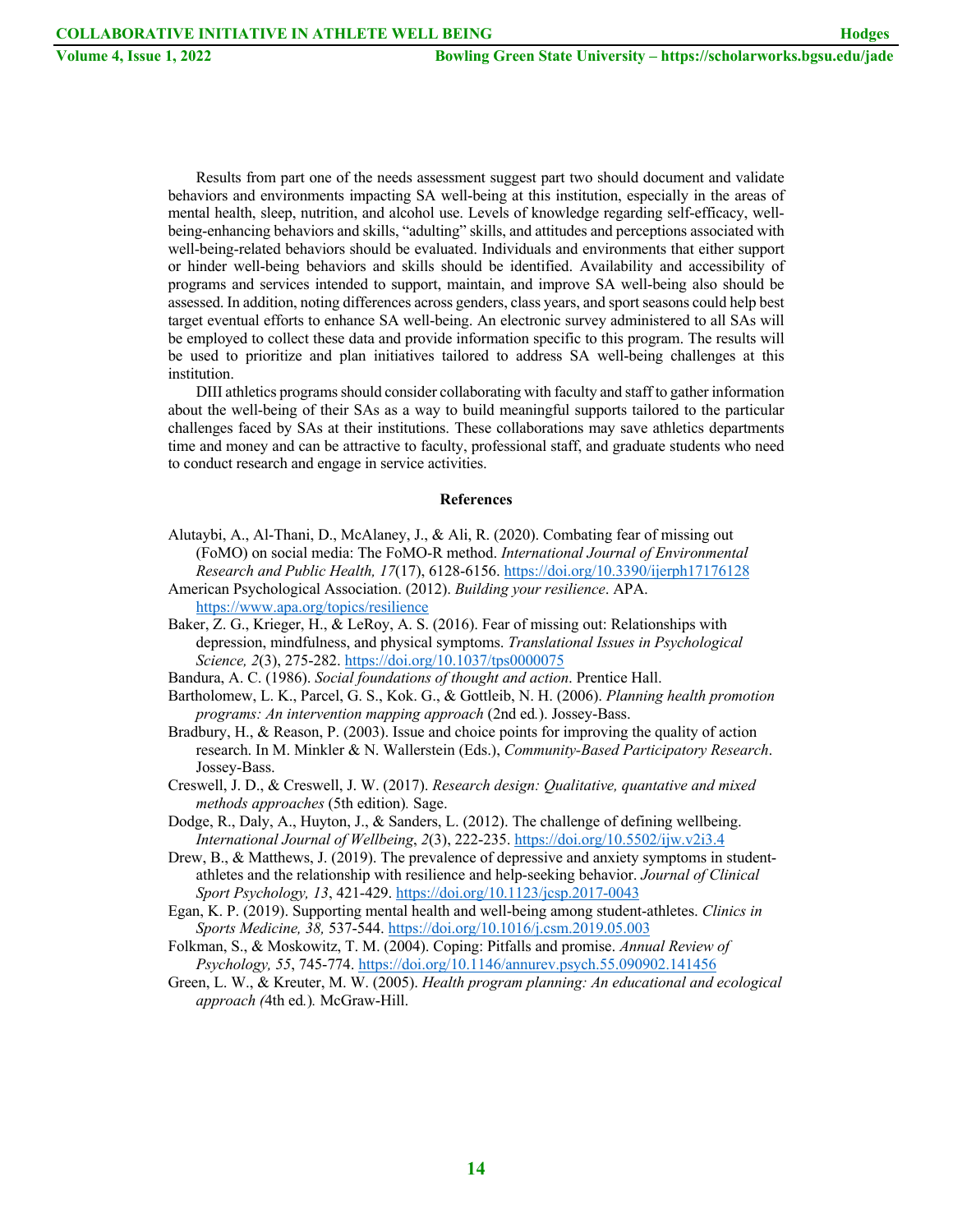Results from part one of the needs assessment suggest part two should document and validate behaviors and environments impacting SA well-being at this institution, especially in the areas of mental health, sleep, nutrition, and alcohol use. Levels of knowledge regarding self-efficacy, well-being-enhancing behaviors and skills, "adulting" skills, and attitudes and perceptions associated with well-being-related behaviors should be evaluated. Individuals and environments that either support or hinder well-being behaviors and skills should be identified. Availability and accessibility of programs and services intended to support, maintain, and improve SA well-being also should be assessed. In addition, noting differences across genders, class years, and sport seasons could help best target eventual efforts to enhance SA well-being. An electronic survey administered to all SAs will be employed to collect these data and provide information specific to this program. The results will be used to prioritize and plan initiatives tailored to address SA well-being challenges at this institution.

DIII athletics programs should consider collaborating with faculty and staff to gather information about the well-being of their SAs as a way to build meaningful supports tailored to the particular challenges faced by SAs at their institutions. These collaborations may save athletics departments time and money and can be attractive to faculty, professional staff, and graduate students who need to conduct research and engage in service activities.

## References

Alutaybi, A., Al-Thani, D., McAlaney, J., & Ali, R. (2020). Combating fear of missing out (FoMO) on social media: The FoMO-R method. *International Journal of Environmental Research and Public Health, 17*(17), 6128-6156. https://doi.org/10.3390/ijerph17176128

American Psychological Association. (2012). *Building your resilience*. APA. https://www.apa.org/topics/resilience

Baker, Z. G., Krieger, H., & LeRoy, A. S. (2016). Fear of missing out: Relationships with depression, mindfulness, and physical symptoms. *Translational Issues in Psychological Science, 2*(3), 275-282. https://doi.org/10.1037/tps0000075

Bandura, A. C. (1986). *Social foundations of thought and action*. Prentice Hall.

Bartholomew, L. K., Parcel, G. S., Kok. G., & Gottleib, N. H. (2006). *Planning health promotion programs: An intervention mapping approach* (2nd ed.). Jossey-Bass.

Bradbury, H., & Reason, P. (2003). Issue and choice points for improving the quality of action research. In M. Minkler & N. Wallerstein (Eds.), *Community-Based Participatory Research*. Jossey-Bass.

Creswell, J. D., & Creswell, J. W. (2017). *Research design: Qualitative, quantative and mixed methods approaches* (5th edition). Sage.

Dodge, R., Daly, A., Huyton, J., & Sanders, L. (2012). The challenge of defining wellbeing. *International Journal of Wellbeing*, *2*(3), 222-235. https://doi.org/10.5502/ijw.v2i3.4

Drew, B., & Matthews, J. (2019). The prevalence of depressive and anxiety symptoms in student-athletes and the relationship with resilience and help-seeking behavior. *Journal of Clinical Sport Psychology, 13*, 421-429. https://doi.org/10.1123/jcsp.2017-0043

Egan, K. P. (2019). Supporting mental health and well-being among student-athletes. *Clinics in Sports Medicine, 38,* 537-544. https://doi.org/10.1016/j.csm.2019.05.003

Folkman, S., & Moskowitz, T. M. (2004). Coping: Pitfalls and promise. *Annual Review of Psychology, 55*, 745-774. https://doi.org/10.1146/annurev.psych.55.090902.141456

Green, L. W., & Kreuter, M. W. (2005). *Health program planning: An educational and ecological approach (*4th ed.)*.* McGraw-Hill.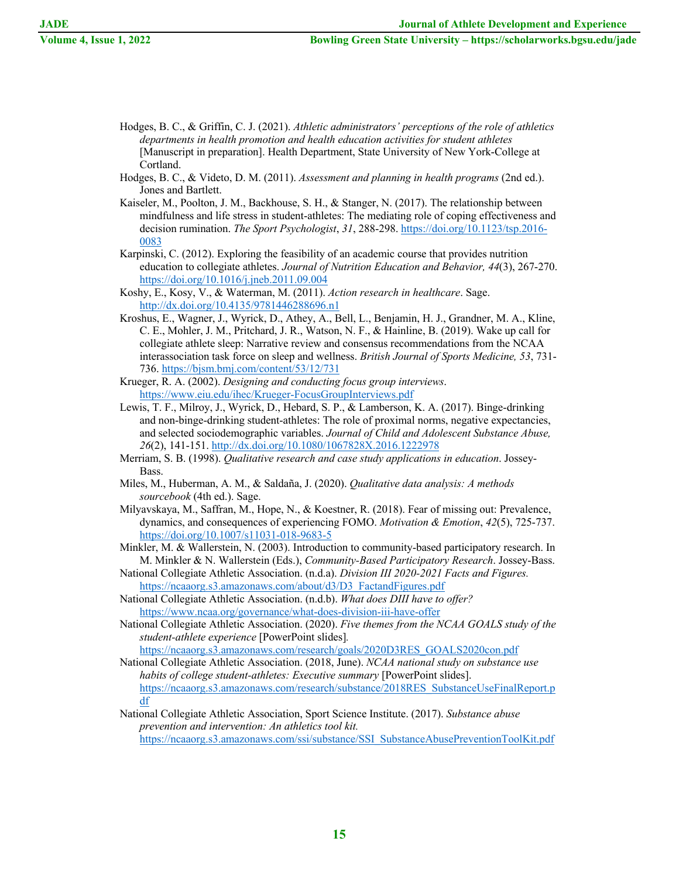Hodges, B. C., & Griffin, C. J. (2021). *Athletic administrators' perceptions of the role of athletics departments in health promotion and health education activities for student athletes* [Manuscript in preparation]. Health Department, State University of New York-College at Cortland.

Hodges, B. C., & Videto, D. M. (2011). *Assessment and planning in health programs* (2nd ed.). Jones and Bartlett.

Kaiseler, M., Poolton, J. M., Backhouse, S. H., & Stanger, N. (2017). The relationship between mindfulness and life stress in student-athletes: The mediating role of coping effectiveness and decision rumination. *The Sport Psychologist*, *31*, 288-298. https://doi.org/10.1123/tsp.2016-0083

Karpinski, C. (2012). Exploring the feasibility of an academic course that provides nutrition education to collegiate athletes. *Journal of Nutrition Education and Behavior, 44*(3), 267-270. https://doi.org/10.1016/j.jneb.2011.09.004

Koshy, E., Kosy, V., & Waterman, M. (2011). *Action research in healthcare*. Sage. http://dx.doi.org/10.4135/9781446288696.n1

Kroshus, E., Wagner, J., Wyrick, D., Athey, A., Bell, L., Benjamin, H. J., Grandner, M. A., Kline, C. E., Mohler, J. M., Pritchard, J. R., Watson, N. F., & Hainline, B. (2019). Wake up call for collegiate athlete sleep: Narrative review and consensus recommendations from the NCAA interassociation task force on sleep and wellness. *British Journal of Sports Medicine, 53*, 731-736. https://bjsm.bmj.com/content/53/12/731

Krueger, R. A. (2002). *Designing and conducting focus group interviews*. https://www.eiu.edu/ihec/Krueger-FocusGroupInterviews.pdf

Lewis, T. F., Milroy, J., Wyrick, D., Hebard, S. P., & Lamberson, K. A. (2017). Binge-drinking and non-binge-drinking student-athletes: The role of proximal norms, negative expectancies, and selected sociodemographic variables. *Journal of Child and Adolescent Substance Abuse, 26*(2), 141-151. http://dx.doi.org/10.1080/1067828X.2016.1222978

Merriam, S. B. (1998). *Qualitative research and case study applications in education*. Jossey-Bass.

Miles, M., Huberman, A. M., & Saldaña, J. (2020). *Qualitative data analysis: A methods sourcebook* (4th ed.). Sage.

Milyavskaya, M., Saffran, M., Hope, N., & Koestner, R. (2018). Fear of missing out: Prevalence, dynamics, and consequences of experiencing FOMO. *Motivation & Emotion*, *42*(5), 725-737. https://doi.org/10.1007/s11031-018-9683-5

Minkler, M. & Wallerstein, N. (2003). Introduction to community-based participatory research. In M. Minkler & N. Wallerstein (Eds.), *Community-Based Participatory Research*. Jossey-Bass.

National Collegiate Athletic Association. (n.d.a). *Division III 2020-2021 Facts and Figures.* https://ncaaorg.s3.amazonaws.com/about/d3/D3_FactandFigures.pdf

National Collegiate Athletic Association. (n.d.b). *What does DIII have to offer?* https://www.ncaa.org/governance/what-does-division-iii-have-offer

National Collegiate Athletic Association. (2020). *Five themes from the NCAA GOALS study of the student-athlete experience* [PowerPoint slides]. https://ncaaorg.s3.amazonaws.com/research/goals/2020D3RES_GOALS2020con.pdf

National Collegiate Athletic Association. (2018, June). *NCAA national study on substance use habits of college student-athletes: Executive summary* [PowerPoint slides]. https://ncaaorg.s3.amazonaws.com/research/substance/2018RES_SubstanceUseFinalReport.pdf

National Collegiate Athletic Association, Sport Science Institute. (2017). *Substance abuse prevention and intervention: An athletics tool kit.* https://ncaaorg.s3.amazonaws.com/ssi/substance/SSI_SubstanceAbusePreventionToolKit.pdf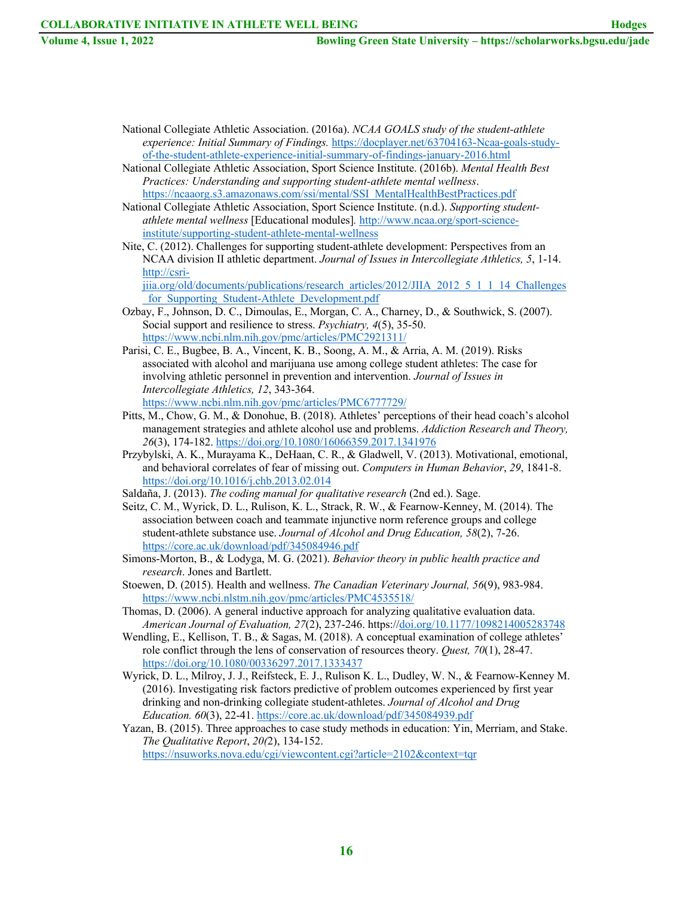National Collegiate Athletic Association. (2016a). *NCAA GOALS study of the student-athlete experience: Initial Summary of Findings.* https://docplayer.net/63704163-Ncaa-goals-study-of-the-student-athlete-experience-initial-summary-of-findings-january-2016.html

National Collegiate Athletic Association, Sport Science Institute. (2016b). *Mental Health Best Practices: Understanding and supporting student-athlete mental wellness*. https://ncaaorg.s3.amazonaws.com/ssi/mental/SSI_MentalHealthBestPractices.pdf

National Collegiate Athletic Association, Sport Science Institute. (n.d.). *Supporting student-athlete mental wellness* [Educational modules]. http://www.ncaa.org/sport-science-institute/supporting-student-athlete-mental-wellness

Nite, C. (2012). Challenges for supporting student-athlete development: Perspectives from an NCAA division II athletic department. *Journal of Issues in Intercollegiate Athletics, 5*, 1-14. http://csri-jiia.org/old/documents/publications/research_articles/2012/JIIA_2012_5_1_1_14_Challenges_for_Supporting_Student-Athlete_Development.pdf

Ozbay, F., Johnson, D. C., Dimoulas, E., Morgan, C. A., Charney, D., & Southwick, S. (2007). Social support and resilience to stress. *Psychiatry, 4*(5), 35-50. https://www.ncbi.nlm.nih.gov/pmc/articles/PMC2921311/

Parisi, C. E., Bugbee, B. A., Vincent, K. B., Soong, A. M., & Arria, A. M. (2019). Risks associated with alcohol and marijuana use among college student athletes: The case for involving athletic personnel in prevention and intervention. *Journal of Issues in Intercollegiate Athletics, 12*, 343-364. https://www.ncbi.nlm.nih.gov/pmc/articles/PMC6777729/

Pitts, M., Chow, G. M., & Donohue, B. (2018). Athletes' perceptions of their head coach's alcohol management strategies and athlete alcohol use and problems. *Addiction Research and Theory, 26*(3), 174-182. https://doi.org/10.1080/16066359.2017.1341976

Przybylski, A. K., Murayama K., DeHaan, C. R., & Gladwell, V. (2013). Motivational, emotional, and behavioral correlates of fear of missing out. *Computers in Human Behavior*, *29*, 1841-8. https://doi.org/10.1016/j.chb.2013.02.014

Saldaña, J. (2013). *The coding manual for qualitative research* (2nd ed.). Sage.

Seitz, C. M., Wyrick, D. L., Rulison, K. L., Strack, R. W., & Fearnow-Kenney, M. (2014). The association between coach and teammate injunctive norm reference groups and college student-athlete substance use. *Journal of Alcohol and Drug Education, 58*(2), 7-26. https://core.ac.uk/download/pdf/345084946.pdf

Simons-Morton, B., & Lodyga, M. G. (2021). *Behavior theory in public health practice and research*. Jones and Bartlett.

Stoewen, D. (2015). Health and wellness. *The Canadian Veterinary Journal, 56*(9), 983-984. https://www.ncbi.nlstm.nih.gov/pmc/articles/PMC4535518/

Thomas, D. (2006). A general inductive approach for analyzing qualitative evaluation data. *American Journal of Evaluation, 27*(2), 237-246. https://doi.org/10.1177/1098214005283748

Wendling, E., Kellison, T. B., & Sagas, M. (2018). A conceptual examination of college athletes' role conflict through the lens of conservation of resources theory. *Quest, 70*(1), 28-47. https://doi.org/10.1080/00336297.2017.1333437

Wyrick, D. L., Milroy, J. J., Reifsteck, E. J., Rulison K. L., Dudley, W. N., & Fearnow-Kenney M. (2016). Investigating risk factors predictive of problem outcomes experienced by first year drinking and non-drinking collegiate student-athletes. *Journal of Alcohol and Drug Education. 60*(3), 22-41. https://core.ac.uk/download/pdf/345084939.pdf

Yazan, B. (2015). Three approaches to case study methods in education: Yin, Merriam, and Stake. *The Qualitative Report*, *20(*2), 134-152. https://nsuworks.nova.edu/cgi/viewcontent.cgi?article=2102&context=tqr